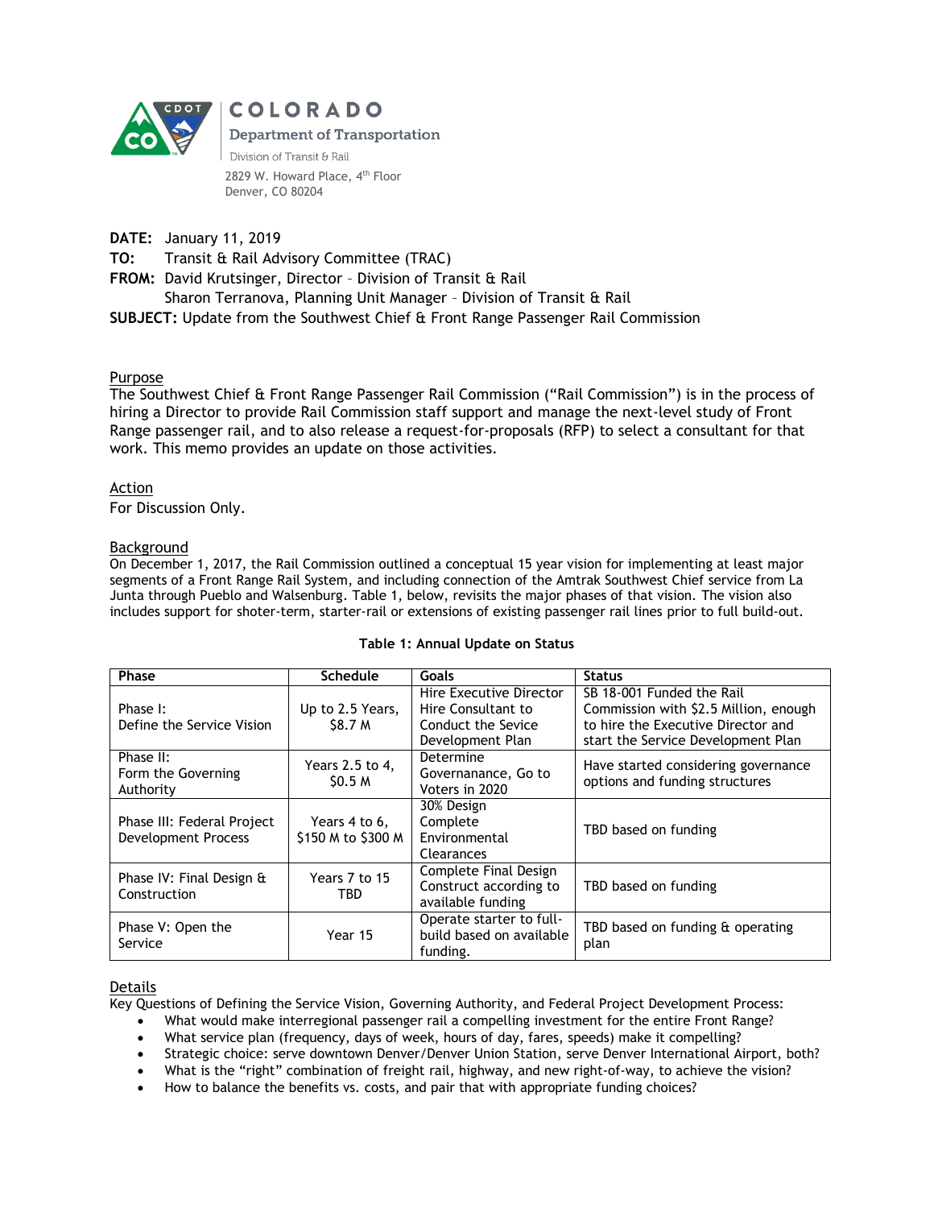**COLORADO**
**Department of Transportation**
Division of Transit & Rail

2829 W. Howard Place, 4th Floor
Denver, CO 80204

**DATE:** January 11, 2019
**TO:** Transit & Rail Advisory Committee (TRAC)
**FROM:** David Krutsinger, Director – Division of Transit & Rail
Sharon Terranova, Planning Unit Manager – Division of Transit & Rail
**SUBJECT:** Update from the Southwest Chief & Front Range Passenger Rail Commission

## Purpose

The Southwest Chief & Front Range Passenger Rail Commission ("Rail Commission") is in the process of hiring a Director to provide Rail Commission staff support and manage the next-level study of Front Range passenger rail, and to also release a request-for-proposals (RFP) to select a consultant for that work. This memo provides an update on those activities.

## Action

For Discussion Only.

## Background

On December 1, 2017, the Rail Commission outlined a conceptual 15 year vision for implementing at least major segments of a Front Range Rail System, and including connection of the Amtrak Southwest Chief service from La Junta through Pueblo and Walsenburg. Table 1, below, revisits the major phases of that vision. The vision also includes support for shoter-term, starter-rail or extensions of existing passenger rail lines prior to full build-out.

**Table 1: Annual Update on Status**

| Phase | Schedule | Goals | Status |
|---|---|---|---|
| Phase I: Define the Service Vision | Up to 2.5 Years, $8.7 M | Hire Executive Director Hire Consultant to Conduct the Service Development Plan | SB 18-001 Funded the Rail Commission with $2.5 Million, enough to hire the Executive Director and start the Service Development Plan |
| Phase II: Form the Governing Authority | Years 2.5 to 4, $0.5 M | Determine Governanance, Go to Voters in 2020 | Have started considering governance options and funding structures |
| Phase III: Federal Project Development Process | Years 4 to 6, $150 M to $300 M | 30% Design Complete Environmental Clearances | TBD based on funding |
| Phase IV: Final Design & Construction | Years 7 to 15 TBD | Complete Final Design Construct according to available funding | TBD based on funding |
| Phase V: Open the Service | Year 15 | Operate starter to full-build based on available funding. | TBD based on funding & operating plan |

## Details

Key Questions of Defining the Service Vision, Governing Authority, and Federal Project Development Process:

- What would make interregional passenger rail a compelling investment for the entire Front Range?
- What service plan (frequency, days of week, hours of day, fares, speeds) make it compelling?
- Strategic choice: serve downtown Denver/Denver Union Station, serve Denver International Airport, both?
- What is the "right" combination of freight rail, highway, and new right-of-way, to achieve the vision?
- How to balance the benefits vs. costs, and pair that with appropriate funding choices?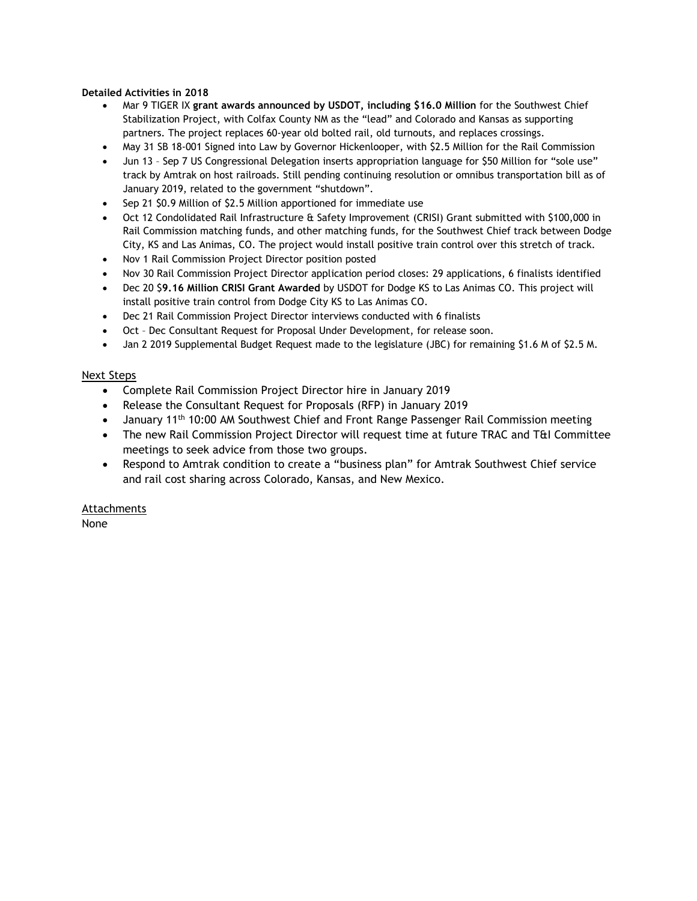**Detailed Activities in 2018**

- Mar 9 TIGER IX **grant awards announced by USDOT, including $16.0 Million** for the Southwest Chief Stabilization Project, with Colfax County NM as the "lead" and Colorado and Kansas as supporting partners. The project replaces 60-year old bolted rail, old turnouts, and replaces crossings.
- May 31 SB 18-001 Signed into Law by Governor Hickenlooper, with $2.5 Million for the Rail Commission
- Jun 13 – Sep 7 US Congressional Delegation inserts appropriation language for $50 Million for "sole use" track by Amtrak on host railroads. Still pending continuing resolution or omnibus transportation bill as of January 2019, related to the government "shutdown".
- Sep 21 $0.9 Million of $2.5 Million apportioned for immediate use
- Oct 12 Condolidated Rail Infrastructure & Safety Improvement (CRISI) Grant submitted with $100,000 in Rail Commission matching funds, and other matching funds, for the Southwest Chief track between Dodge City, KS and Las Animas, CO. The project would install positive train control over this stretch of track.
- Nov 1 Rail Commission Project Director position posted
- Nov 30 Rail Commission Project Director application period closes: 29 applications, 6 finalists identified
- Dec 20 $**9.16 Million CRISI Grant Awarded** by USDOT for Dodge KS to Las Animas CO. This project will install positive train control from Dodge City KS to Las Animas CO.
- Dec 21 Rail Commission Project Director interviews conducted with 6 finalists
- Oct – Dec Consultant Request for Proposal Under Development, for release soon.
- Jan 2 2019 Supplemental Budget Request made to the legislature (JBC) for remaining $1.6 M of $2.5 M.

## Next Steps

- Complete Rail Commission Project Director hire in January 2019
- Release the Consultant Request for Proposals (RFP) in January 2019
- January 11th 10:00 AM Southwest Chief and Front Range Passenger Rail Commission meeting
- The new Rail Commission Project Director will request time at future TRAC and T&I Committee meetings to seek advice from those two groups.
- Respond to Amtrak condition to create a "business plan" for Amtrak Southwest Chief service and rail cost sharing across Colorado, Kansas, and New Mexico.

## Attachments

None